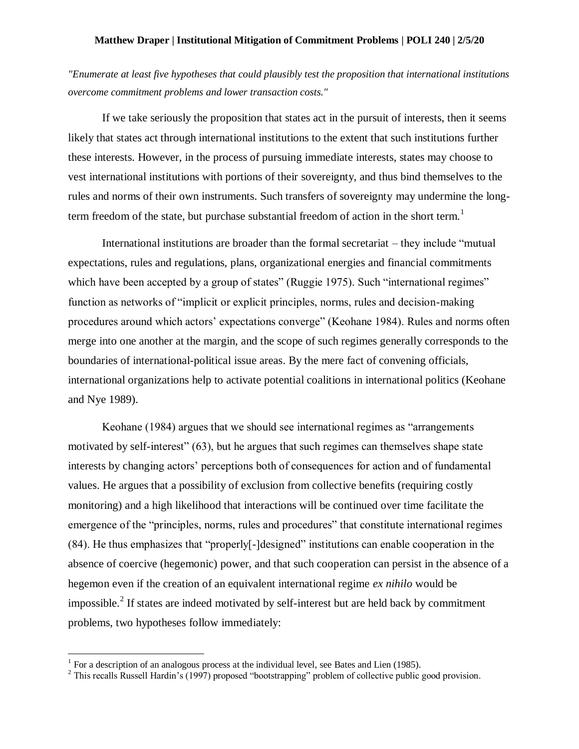**Matthew Draper | Institutional Mitigation of Commitment Problems | POLI 240 | 2/5/20**

*"Enumerate at least five hypotheses that could plausibly test the proposition that international institutions overcome commitment problems and lower transaction costs."*

If we take seriously the proposition that states act in the pursuit of interests, then it seems likely that states act through international institutions to the extent that such institutions further these interests. However, in the process of pursuing immediate interests, states may choose to vest international institutions with portions of their sovereignty, and thus bind themselves to the rules and norms of their own instruments. Such transfers of sovereignty may undermine the long-term freedom of the state, but purchase substantial freedom of action in the short term.[1]

International institutions are broader than the formal secretariat – they include "mutual expectations, rules and regulations, plans, organizational energies and financial commitments which have been accepted by a group of states" (Ruggie 1975). Such "international regimes" function as networks of "implicit or explicit principles, norms, rules and decision-making procedures around which actors' expectations converge" (Keohane 1984). Rules and norms often merge into one another at the margin, and the scope of such regimes generally corresponds to the boundaries of international-political issue areas. By the mere fact of convening officials, international organizations help to activate potential coalitions in international politics (Keohane and Nye 1989).

Keohane (1984) argues that we should see international regimes as "arrangements motivated by self-interest" (63), but he argues that such regimes can themselves shape state interests by changing actors' perceptions both of consequences for action and of fundamental values. He argues that a possibility of exclusion from collective benefits (requiring costly monitoring) and a high likelihood that interactions will be continued over time facilitate the emergence of the "principles, norms, rules and procedures" that constitute international regimes (84). He thus emphasizes that "properly[-]designed" institutions can enable cooperation in the absence of coercive (hegemonic) power, and that such cooperation can persist in the absence of a hegemon even if the creation of an equivalent international regime *ex nihilo* would be impossible.[2] If states are indeed motivated by self-interest but are held back by commitment problems, two hypotheses follow immediately:

---

[1] For a description of an analogous process at the individual level, see Bates and Lien (1985).

[2] This recalls Russell Hardin's (1997) proposed "bootstrapping" problem of collective public good provision.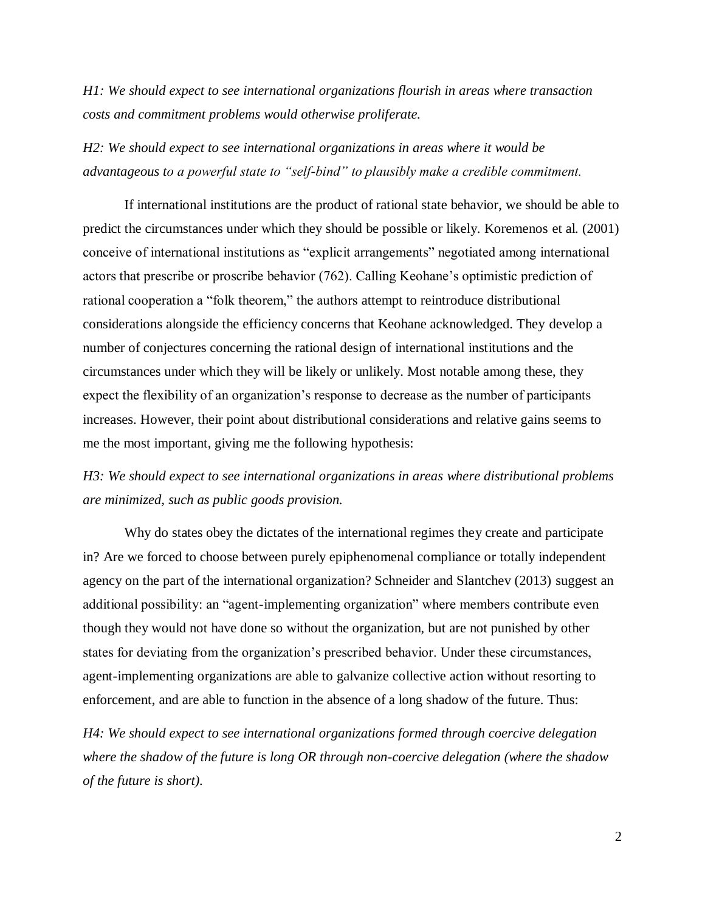*H1: We should expect to see international organizations flourish in areas where transaction costs and commitment problems would otherwise proliferate.*

*H2: We should expect to see international organizations in areas where it would be advantageous to a powerful state to "self-bind" to plausibly make a credible commitment.*

If international institutions are the product of rational state behavior, we should be able to predict the circumstances under which they should be possible or likely. Koremenos et al. (2001) conceive of international institutions as "explicit arrangements" negotiated among international actors that prescribe or proscribe behavior (762). Calling Keohane's optimistic prediction of rational cooperation a "folk theorem," the authors attempt to reintroduce distributional considerations alongside the efficiency concerns that Keohane acknowledged. They develop a number of conjectures concerning the rational design of international institutions and the circumstances under which they will be likely or unlikely. Most notable among these, they expect the flexibility of an organization's response to decrease as the number of participants increases. However, their point about distributional considerations and relative gains seems to me the most important, giving me the following hypothesis:

*H3: We should expect to see international organizations in areas where distributional problems are minimized, such as public goods provision.*

Why do states obey the dictates of the international regimes they create and participate in? Are we forced to choose between purely epiphenomenal compliance or totally independent agency on the part of the international organization? Schneider and Slantchev (2013) suggest an additional possibility: an "agent-implementing organization" where members contribute even though they would not have done so without the organization, but are not punished by other states for deviating from the organization's prescribed behavior. Under these circumstances, agent-implementing organizations are able to galvanize collective action without resorting to enforcement, and are able to function in the absence of a long shadow of the future. Thus:

*H4: We should expect to see international organizations formed through coercive delegation where the shadow of the future is long OR through non-coercive delegation (where the shadow of the future is short).*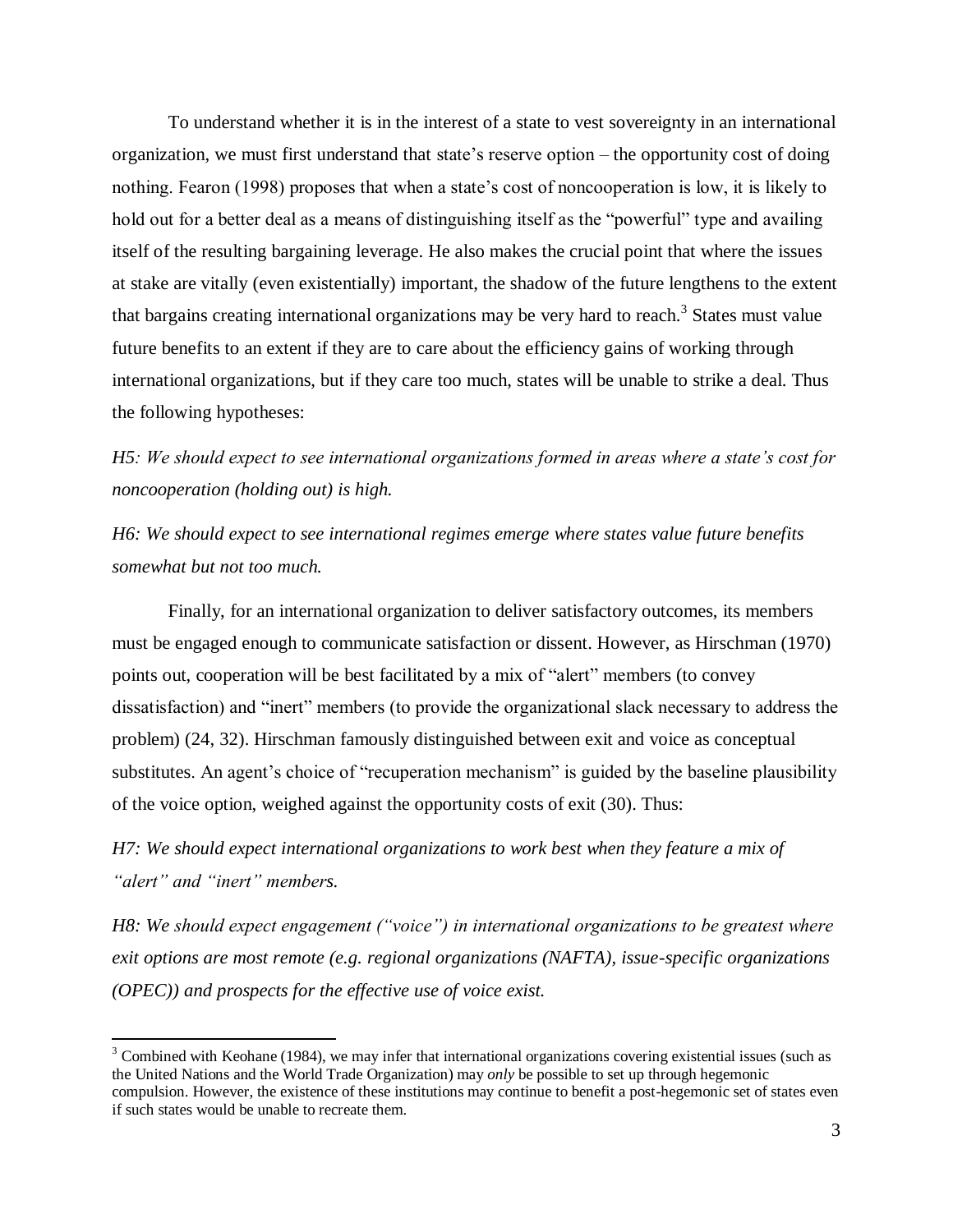To understand whether it is in the interest of a state to vest sovereignty in an international organization, we must first understand that state's reserve option – the opportunity cost of doing nothing. Fearon (1998) proposes that when a state's cost of noncooperation is low, it is likely to hold out for a better deal as a means of distinguishing itself as the "powerful" type and availing itself of the resulting bargaining leverage. He also makes the crucial point that where the issues at stake are vitally (even existentially) important, the shadow of the future lengthens to the extent that bargains creating international organizations may be very hard to reach.[3] States must value future benefits to an extent if they are to care about the efficiency gains of working through international organizations, but if they care too much, states will be unable to strike a deal. Thus the following hypotheses:

*H5: We should expect to see international organizations formed in areas where a state's cost for noncooperation (holding out) is high.*

*H6: We should expect to see international regimes emerge where states value future benefits somewhat but not too much.*

Finally, for an international organization to deliver satisfactory outcomes, its members must be engaged enough to communicate satisfaction or dissent. However, as Hirschman (1970) points out, cooperation will be best facilitated by a mix of "alert" members (to convey dissatisfaction) and "inert" members (to provide the organizational slack necessary to address the problem) (24, 32). Hirschman famously distinguished between exit and voice as conceptual substitutes. An agent's choice of "recuperation mechanism" is guided by the baseline plausibility of the voice option, weighed against the opportunity costs of exit (30). Thus:

*H7: We should expect international organizations to work best when they feature a mix of "alert" and "inert" members.*

*H8: We should expect engagement ("voice") in international organizations to be greatest where exit options are most remote (e.g. regional organizations (NAFTA), issue-specific organizations (OPEC)) and prospects for the effective use of voice exist.*

---

[3] Combined with Keohane (1984), we may infer that international organizations covering existential issues (such as the United Nations and the World Trade Organization) may *only* be possible to set up through hegemonic compulsion. However, the existence of these institutions may continue to benefit a post-hegemonic set of states even if such states would be unable to recreate them.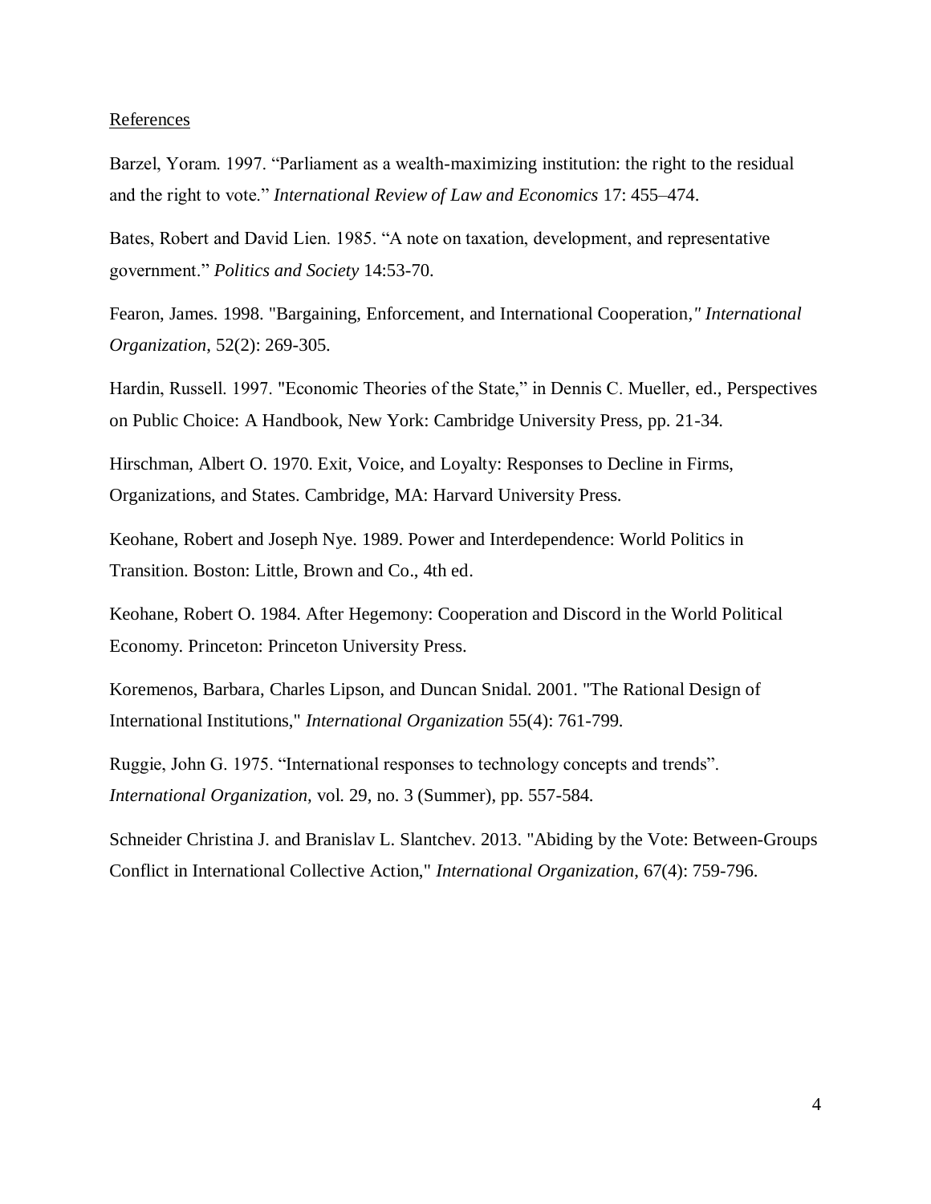References

Barzel, Yoram. 1997. “Parliament as a wealth-maximizing institution: the right to the residual and the right to vote.” *International Review of Law and Economics* 17: 455–474.

Bates, Robert and David Lien. 1985. “A note on taxation, development, and representative government.” *Politics and Society* 14:53-70.

Fearon, James. 1998. "Bargaining, Enforcement, and International Cooperation*," International Organization*, 52(2): 269-305.

Hardin, Russell. 1997. "Economic Theories of the State,” in Dennis C. Mueller, ed., Perspectives on Public Choice: A Handbook, New York: Cambridge University Press, pp. 21-34.

Hirschman, Albert O. 1970. Exit, Voice, and Loyalty: Responses to Decline in Firms, Organizations, and States. Cambridge, MA: Harvard University Press.

Keohane, Robert and Joseph Nye. 1989. Power and Interdependence: World Politics in Transition. Boston: Little, Brown and Co., 4th ed.

Keohane, Robert O. 1984. After Hegemony: Cooperation and Discord in the World Political Economy. Princeton: Princeton University Press.

Koremenos, Barbara, Charles Lipson, and Duncan Snidal. 2001. "The Rational Design of International Institutions," *International Organization* 55(4): 761-799.

Ruggie, John G. 1975. “International responses to technology concepts and trends”. *International Organization,* vol. 29, no. 3 (Summer), pp. 557-584.

Schneider Christina J. and Branislav L. Slantchev. 2013. "Abiding by the Vote: Between-Groups Conflict in International Collective Action," *International Organization,* 67(4): 759-796.